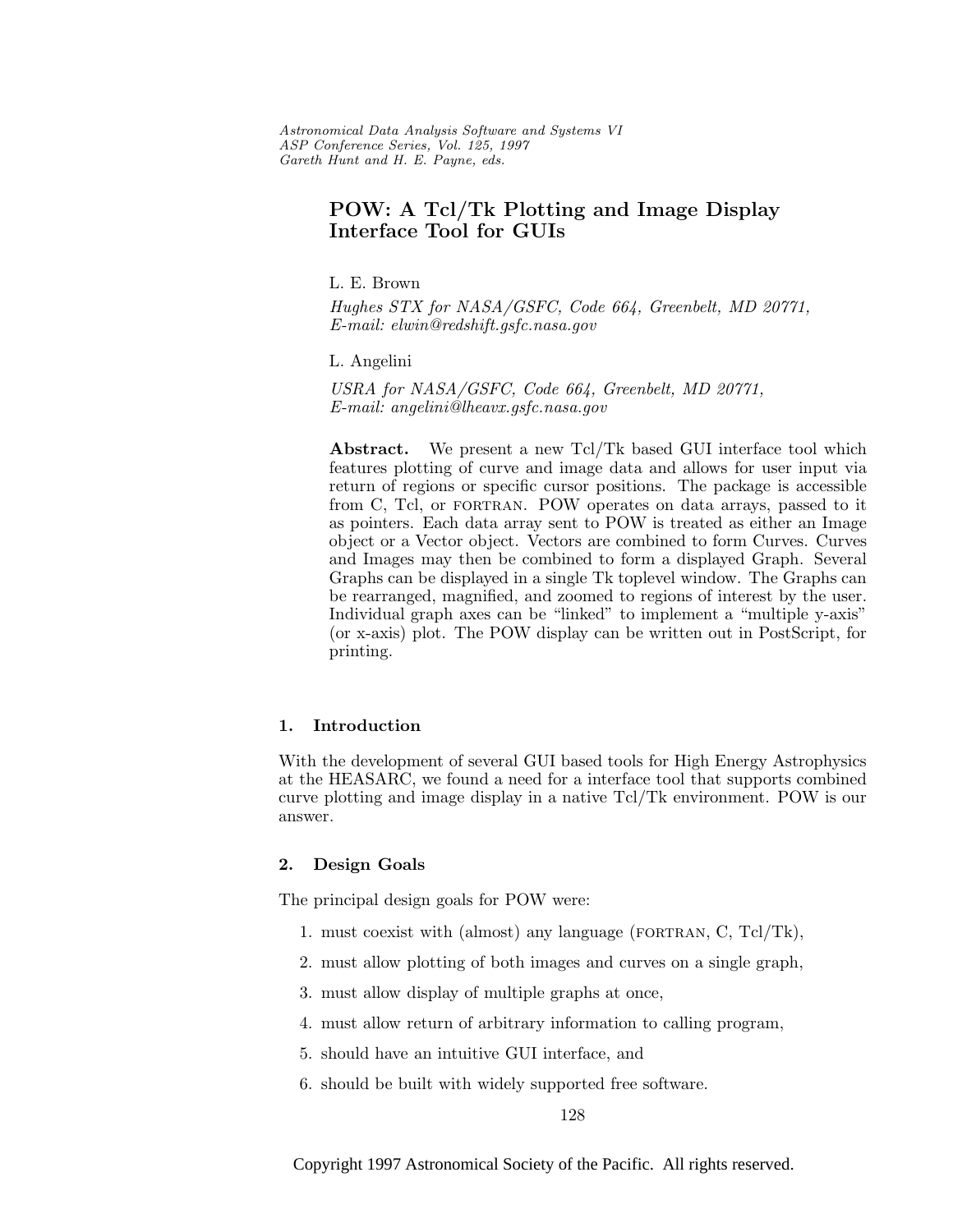# POW: A Tcl/Tk Plotting and Image Display Interface Tool for GUIs

L. E. Brown

*Hughes STX for NASA/GSFC, Code 664, Greenbelt, MD 20771, E-mail: elwin@redshift.gsfc.nasa.gov*

L. Angelini

*USRA for NASA/GSFC, Code 664, Greenbelt, MD 20771, E-mail: angelini@lheavx.gsfc.nasa.gov*

**Abstract.** We present a new Tcl/Tk based GUI interface tool which features plotting of curve and image data and allows for user input via return of regions or specific cursor positions. The package is accessible from C, Tcl, or FORTRAN. POW operates on data arrays, passed to it as pointers. Each data array sent to POW is treated as either an Image object or a Vector object. Vectors are combined to form Curves. Curves and Images may then be combined to form a displayed Graph. Several Graphs can be displayed in a single Tk toplevel window. The Graphs can be rearranged, magnified, and zoomed to regions of interest by the user. Individual graph axes can be "linked" to implement a "multiple y-axis" (or x-axis) plot. The POW display can be written out in PostScript, for printing.

## 1. Introduction

With the development of several GUI based tools for High Energy Astrophysics at the HEASARC, we found a need for a interface tool that supports combined curve plotting and image display in a native Tcl/Tk environment. POW is our answer.

## 2. Design Goals

The principal design goals for POW were:

1. must coexist with (almost) any language (FORTRAN, C, Tcl/Tk),
2. must allow plotting of both images and curves on a single graph,
3. must allow display of multiple graphs at once,
4. must allow return of arbitrary information to calling program,
5. should have an intuitive GUI interface, and
6. should be built with widely supported free software.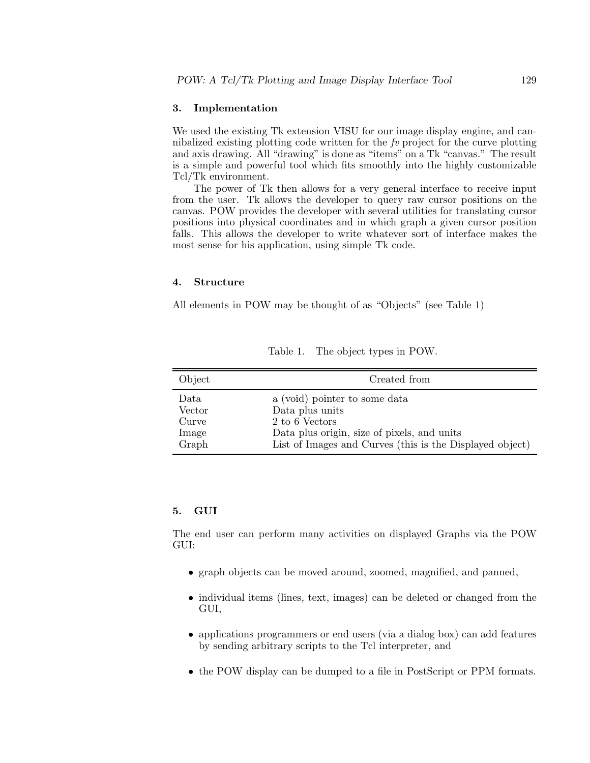## 3. Implementation

We used the existing Tk extension VISU for our image display engine, and cannibalized existing plotting code written for the *fv* project for the curve plotting and axis drawing. All "drawing" is done as "items" on a Tk "canvas." The result is a simple and powerful tool which fits smoothly into the highly customizable Tcl/Tk environment.

The power of Tk then allows for a very general interface to receive input from the user. Tk allows the developer to query raw cursor positions on the canvas. POW provides the developer with several utilities for translating cursor positions into physical coordinates and in which graph a given cursor position falls. This allows the developer to write whatever sort of interface makes the most sense for his application, using simple Tk code.

## 4. Structure

All elements in POW may be thought of as "Objects" (see Table 1)

Table 1. The object types in POW.

| Object | Created from |
|---|---|
| Data | a (void) pointer to some data |
| Vector | Data plus units |
| Curve | 2 to 6 Vectors |
| Image | Data plus origin, size of pixels, and units |
| Graph | List of Images and Curves (this is the Displayed object) |

## 5. GUI

The end user can perform many activities on displayed Graphs via the POW GUI:

- graph objects can be moved around, zoomed, magnified, and panned,
- individual items (lines, text, images) can be deleted or changed from the GUI,
- applications programmers or end users (via a dialog box) can add features by sending arbitrary scripts to the Tcl interpreter, and
- the POW display can be dumped to a file in PostScript or PPM formats.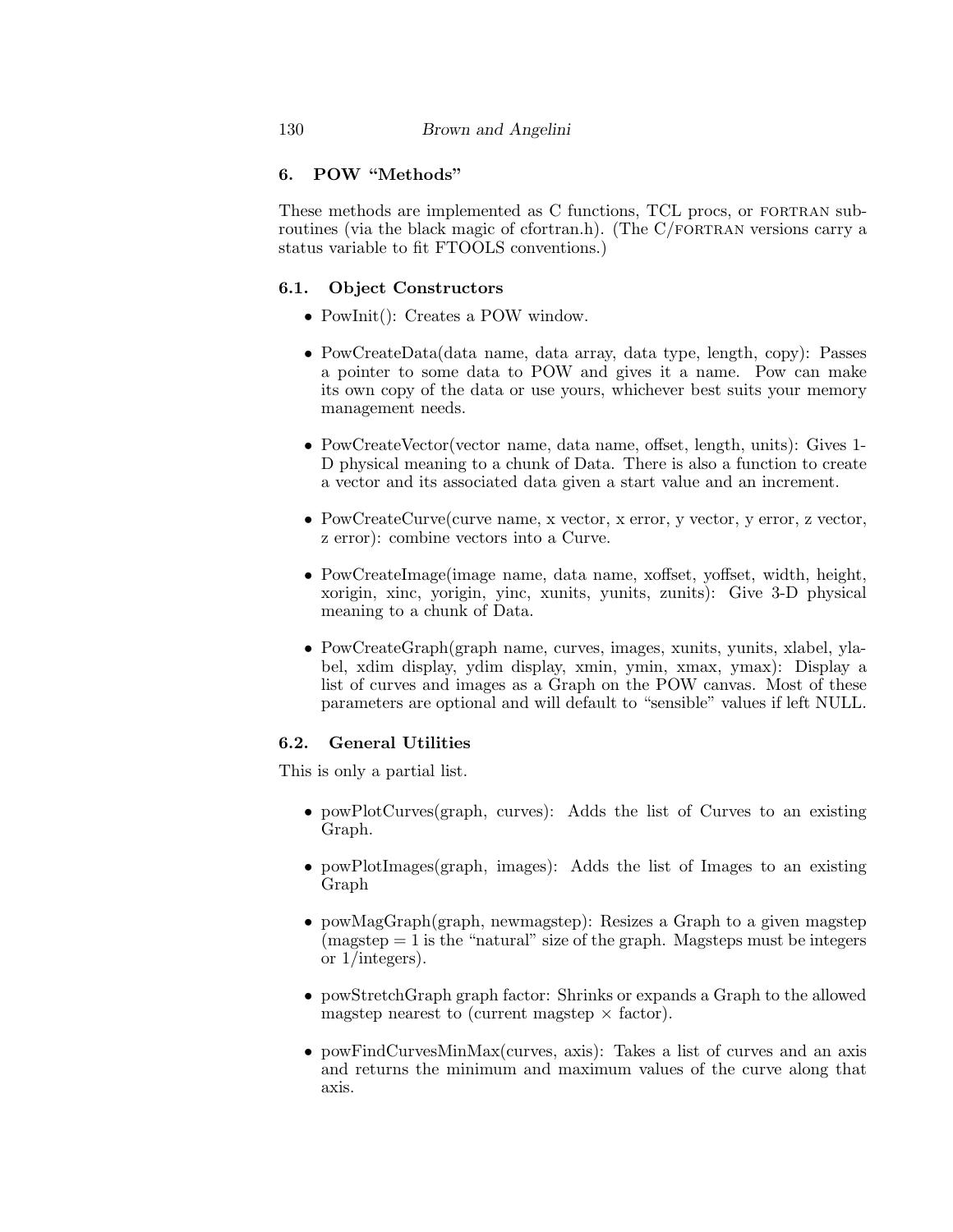## 6. POW "Methods"

These methods are implemented as C functions, TCL procs, or FORTRAN subroutines (via the black magic of cfortran.h). (The C/FORTRAN versions carry a status variable to fit FTOOLS conventions.)

### 6.1. Object Constructors

- PowInit(): Creates a POW window.
- PowCreateData(data name, data array, data type, length, copy): Passes a pointer to some data to POW and gives it a name. Pow can make its own copy of the data or use yours, whichever best suits your memory management needs.
- PowCreateVector(vector name, data name, offset, length, units): Gives 1-D physical meaning to a chunk of Data. There is also a function to create a vector and its associated data given a start value and an increment.
- PowCreateCurve(curve name, x vector, x error, y vector, y error, z vector, z error): combine vectors into a Curve.
- PowCreateImage(image name, data name, xoffset, yoffset, width, height, xorigin, xinc, yorigin, yinc, xunits, yunits, zunits): Give 3-D physical meaning to a chunk of Data.
- PowCreateGraph(graph name, curves, images, xunits, yunits, xlabel, ylabel, xdim display, ydim display, xmin, ymin, xmax, ymax): Display a list of curves and images as a Graph on the POW canvas. Most of these parameters are optional and will default to "sensible" values if left NULL.

### 6.2. General Utilities

This is only a partial list.

- powPlotCurves(graph, curves): Adds the list of Curves to an existing Graph.
- powPlotImages(graph, images): Adds the list of Images to an existing Graph
- powMagGraph(graph, newmagstep): Resizes a Graph to a given magstep (magstep = 1 is the "natural" size of the graph. Magsteps must be integers or 1/integers).
- powStretchGraph graph factor: Shrinks or expands a Graph to the allowed magstep nearest to (current magstep $\times$ factor).
- powFindCurvesMinMax(curves, axis): Takes a list of curves and an axis and returns the minimum and maximum values of the curve along that axis.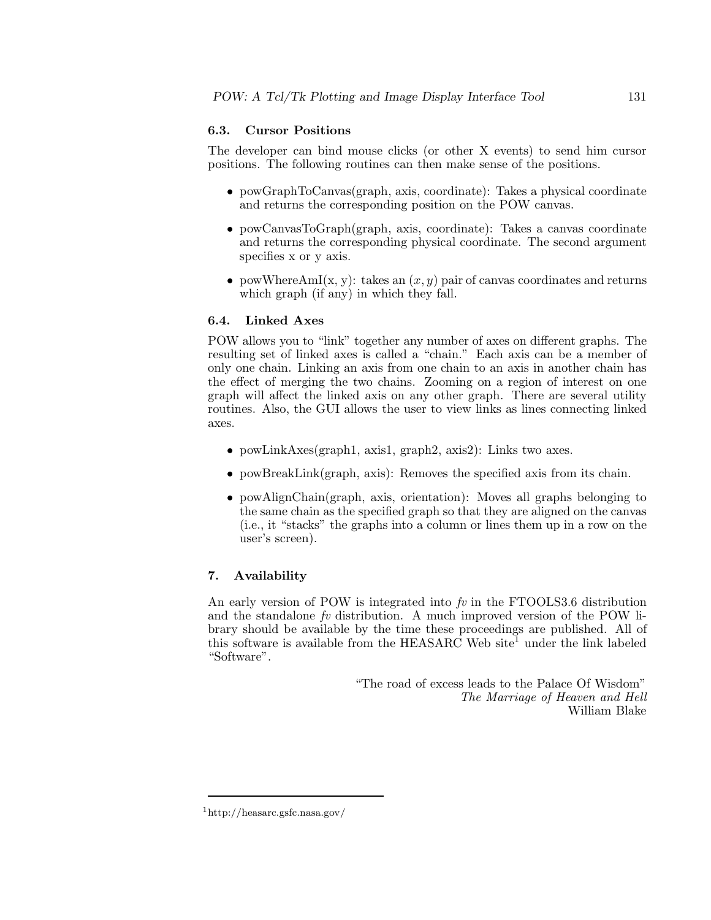### 6.3. Cursor Positions

The developer can bind mouse clicks (or other X events) to send him cursor positions. The following routines can then make sense of the positions.

- powGraphToCanvas(graph, axis, coordinate): Takes a physical coordinate and returns the corresponding position on the POW canvas.
- powCanvasToGraph(graph, axis, coordinate): Takes a canvas coordinate and returns the corresponding physical coordinate. The second argument specifies x or y axis.
- powWhereAmI(x, y): takes an $(x, y)$ pair of canvas coordinates and returns which graph (if any) in which they fall.

### 6.4. Linked Axes

POW allows you to "link" together any number of axes on different graphs. The resulting set of linked axes is called a "chain." Each axis can be a member of only one chain. Linking an axis from one chain to an axis in another chain has the effect of merging the two chains. Zooming on a region of interest on one graph will affect the linked axis on any other graph. There are several utility routines. Also, the GUI allows the user to view links as lines connecting linked axes.

- powLinkAxes(graph1, axis1, graph2, axis2): Links two axes.
- powBreakLink(graph, axis): Removes the specified axis from its chain.
- powAlignChain(graph, axis, orientation): Moves all graphs belonging to the same chain as the specified graph so that they are aligned on the canvas (i.e., it "stacks" the graphs into a column or lines them up in a row on the user's screen).

## 7. Availability

An early version of POW is integrated into *fv* in the FTOOLS3.6 distribution and the standalone *fv* distribution. A much improved version of the POW library should be available by the time these proceedings are published. All of this software is available from the HEASARC Web site[1] under the link labeled "Software".

"The road of excess leads to the Palace Of Wisdom"
*The Marriage of Heaven and Hell*
William Blake

[1] http://heasarc.gsfc.nasa.gov/